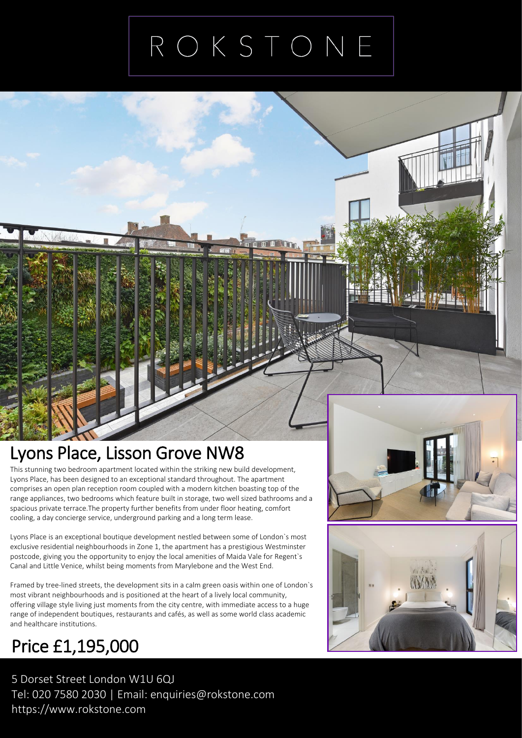# ROKSTONE

## Lyons Place, Lisson Grove NW8

This stunning two bedroom apartment located within the striking new build development, Lyons Place, has been designed to an exceptional standard throughout. The apartment comprises an open plan reception room coupled with a modern kitchen boasting top of the range appliances, two bedrooms which feature built in storage, two well sized bathrooms and a spacious private terrace.The property further benefits from under floor heating, comfort cooling, a day concierge service, underground parking and a long term lease.

Lyons Place is an exceptional boutique development nestled between some of London`s most exclusive residential neighbourhoods in Zone 1, the apartment has a prestigious Westminster postcode, giving you the opportunity to enjoy the local amenities of Maida Vale for Regent`s Canal and Little Venice, whilst being moments from Marylebone and the West End.

Framed by tree-lined streets, the development sits in a calm green oasis within one of London`s most vibrant neighbourhoods and is positioned at the heart of a lively local community, offering village style living just moments from the city centre, with immediate access to a huge range of independent boutiques, restaurants and cafés, as well as some world class academic and healthcare institutions.

## Price £1,195,000

5 Dorset Street London W1U 6QJ
Tel: 020 7580 2030 | Email: enquiries@rokstone.com
https://www.rokstone.com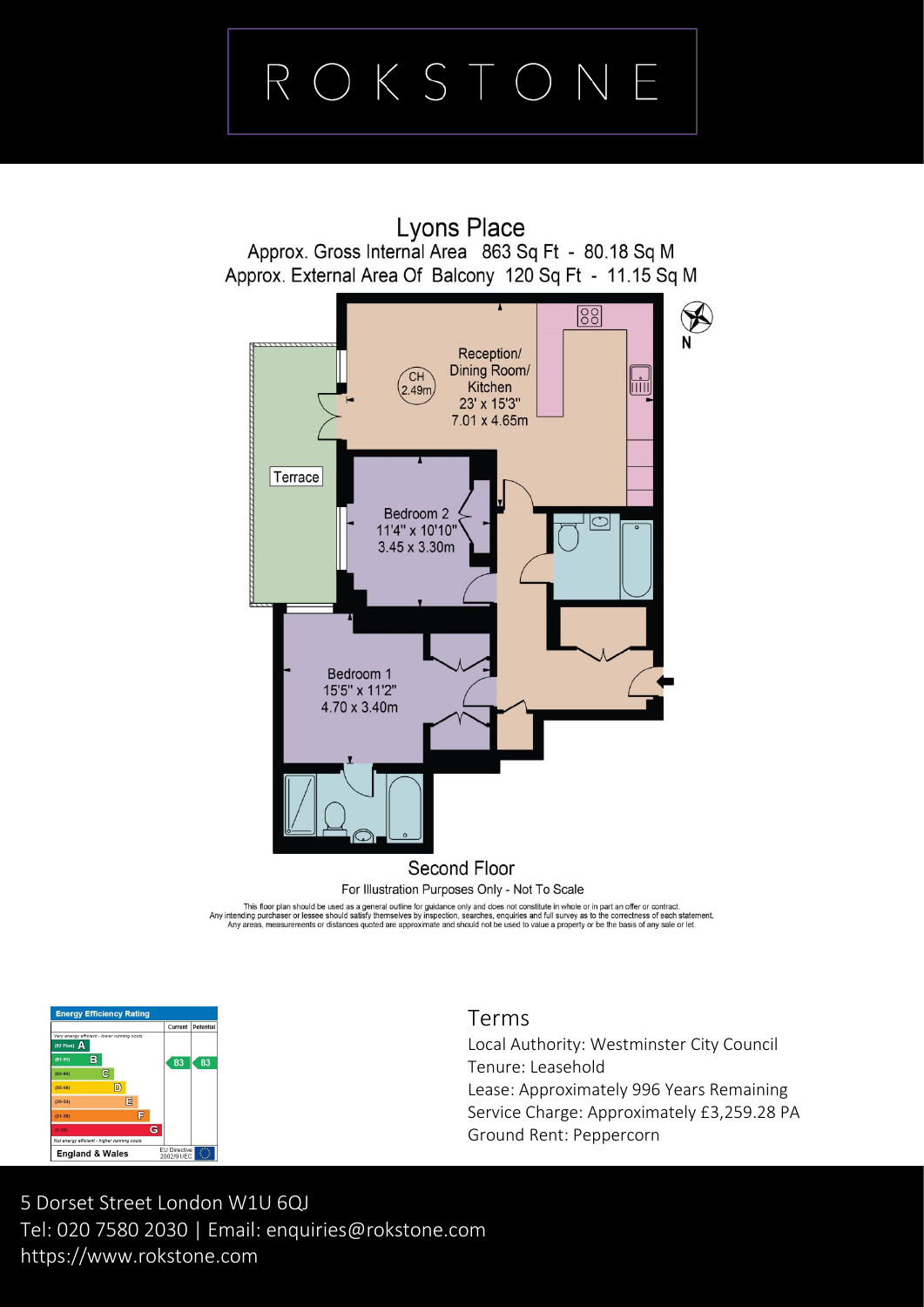# ROKSTONE

## Lyons Place

Approx. Gross Internal Area 863 Sq Ft - 80.18 Sq M

Approx. External Area Of Balcony 120 Sq Ft - 11.15 Sq M

Reception/ Dining Room/ Kitchen
23' x 15'3"
7.01 x 4.65m

CH 2.49m

Terrace

Bedroom 2
11'4" x 10'10"
3.45 x 3.30m

Bedroom 1
15'5" x 11'2"
4.70 x 3.40m

N

Second Floor

For Illustration Purposes Only - Not To Scale

This floor plan should be used as a general outline for guidance only and does not constitute in whole or in part an offer or contract.
Any intending purchaser or lessee should satisfy themselves by inspection, searches, enquiries and full survey as to the correctness of each statement.
Any areas, measurements or distances quoted are approximate and should not be used to value a property or be the basis of any sale or let.

Energy Efficiency Rating

Very energy efficient - lower running costs

(92 Plus) A
(81-91) B
(69-80) C
(55-68) D
(39-54) E
(21-38) F
(1-20) G

Not energy efficient - higher running costs

Current: 83
Potential: 83

England & Wales
EU Directive 2002/91/EC

## Terms

Local Authority: Westminster City Council
Tenure: Leasehold
Lease: Approximately 996 Years Remaining
Service Charge: Approximately £3,259.28 PA
Ground Rent: Peppercorn

5 Dorset Street London W1U 6QJ
Tel: 020 7580 2030 | Email: enquiries@rokstone.com
https://www.rokstone.com